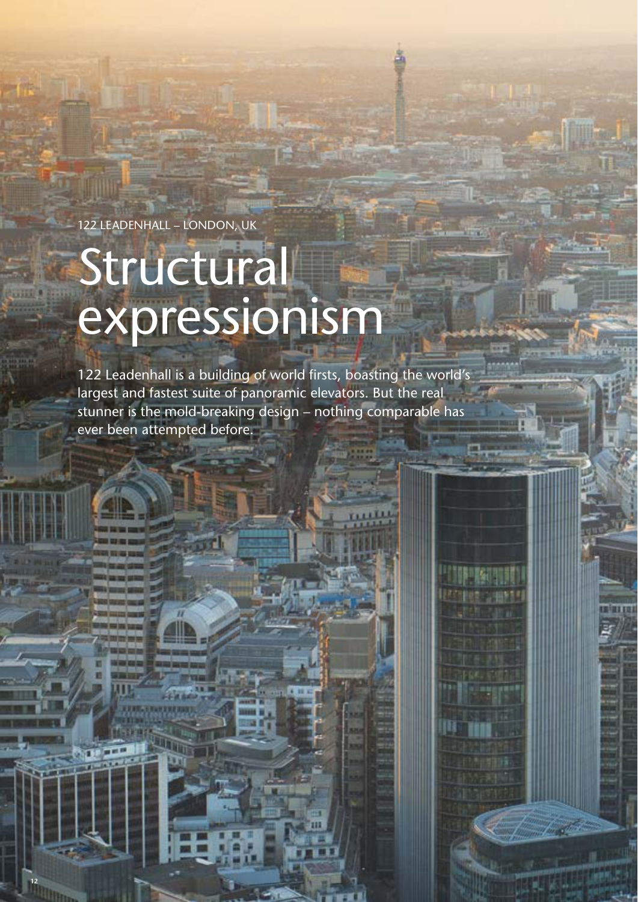122 LEADENHALL – LONDON, UK

# Structural expressionism

122 Leadenhall is a building of world firsts, boasting the world's largest and fastest suite of panoramic elevators. But the real stunner is the mold-breaking design – nothing comparable has ever been attempted before.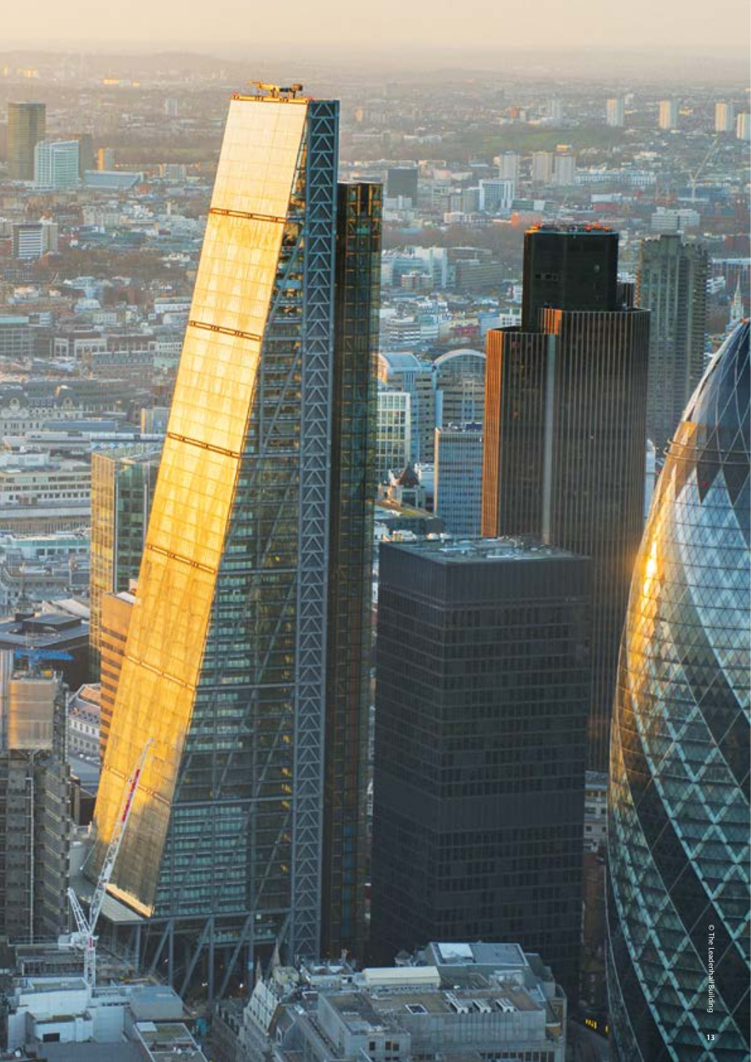© The Leadenhall Building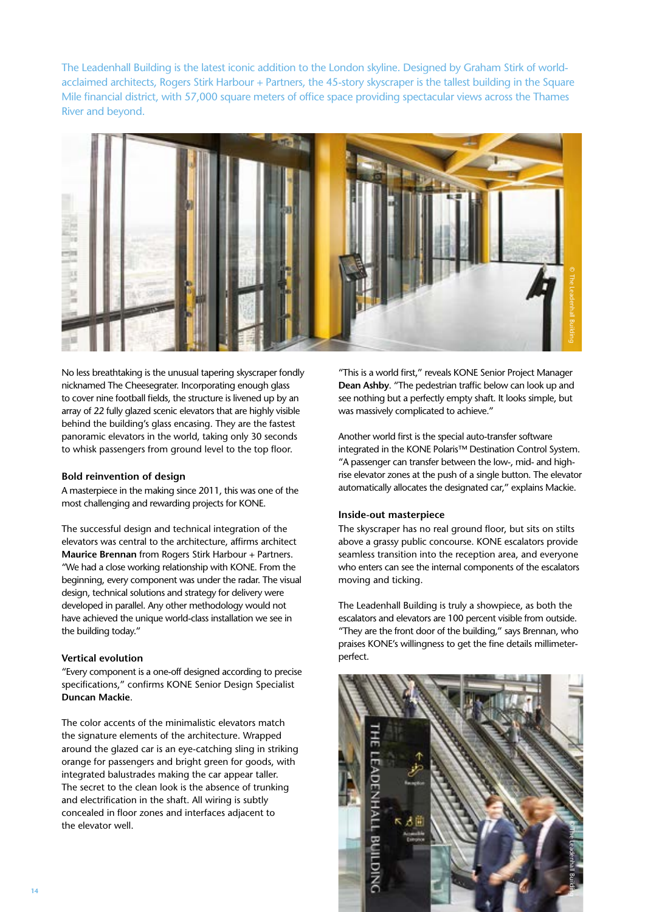The Leadenhall Building is the latest iconic addition to the London skyline. Designed by Graham Stirk of world-acclaimed architects, Rogers Stirk Harbour + Partners, the 45-story skyscraper is the tallest building in the Square Mile financial district, with 57,000 square meters of office space providing spectacular views across the Thames River and beyond.

© The Leadenhall Building

No less breathtaking is the unusual tapering skyscraper fondly nicknamed The Cheesegrater. Incorporating enough glass to cover nine football fields, the structure is livened up by an array of 22 fully glazed scenic elevators that are highly visible behind the building's glass encasing. They are the fastest panoramic elevators in the world, taking only 30 seconds to whisk passengers from ground level to the top floor.

### Bold reinvention of design

A masterpiece in the making since 2011, this was one of the most challenging and rewarding projects for KONE.

The successful design and technical integration of the elevators was central to the architecture, affirms architect **Maurice Brennan** from Rogers Stirk Harbour + Partners. "We had a close working relationship with KONE. From the beginning, every component was under the radar. The visual design, technical solutions and strategy for delivery were developed in parallel. Any other methodology would not have achieved the unique world-class installation we see in the building today."

### Vertical evolution

"Every component is a one-off designed according to precise specifications," confirms KONE Senior Design Specialist **Duncan Mackie**.

The color accents of the minimalistic elevators match the signature elements of the architecture. Wrapped around the glazed car is an eye-catching sling in striking orange for passengers and bright green for goods, with integrated balustrades making the car appear taller. The secret to the clean look is the absence of trunking and electrification in the shaft. All wiring is subtly concealed in floor zones and interfaces adjacent to the elevator well.

"This is a world first," reveals KONE Senior Project Manager **Dean Ashby**. "The pedestrian traffic below can look up and see nothing but a perfectly empty shaft. It looks simple, but was massively complicated to achieve."

Another world first is the special auto-transfer software integrated in the KONE Polaris™ Destination Control System. "A passenger can transfer between the low-, mid- and high-rise elevator zones at the push of a single button. The elevator automatically allocates the designated car," explains Mackie.

### Inside-out masterpiece

The skyscraper has no real ground floor, but sits on stilts above a grassy public concourse. KONE escalators provide seamless transition into the reception area, and everyone who enters can see the internal components of the escalators moving and ticking.

The Leadenhall Building is truly a showpiece, as both the escalators and elevators are 100 percent visible from outside. "They are the front door of the building," says Brennan, who praises KONE's willingness to get the fine details millimeter-perfect.

© The Leadenhall Building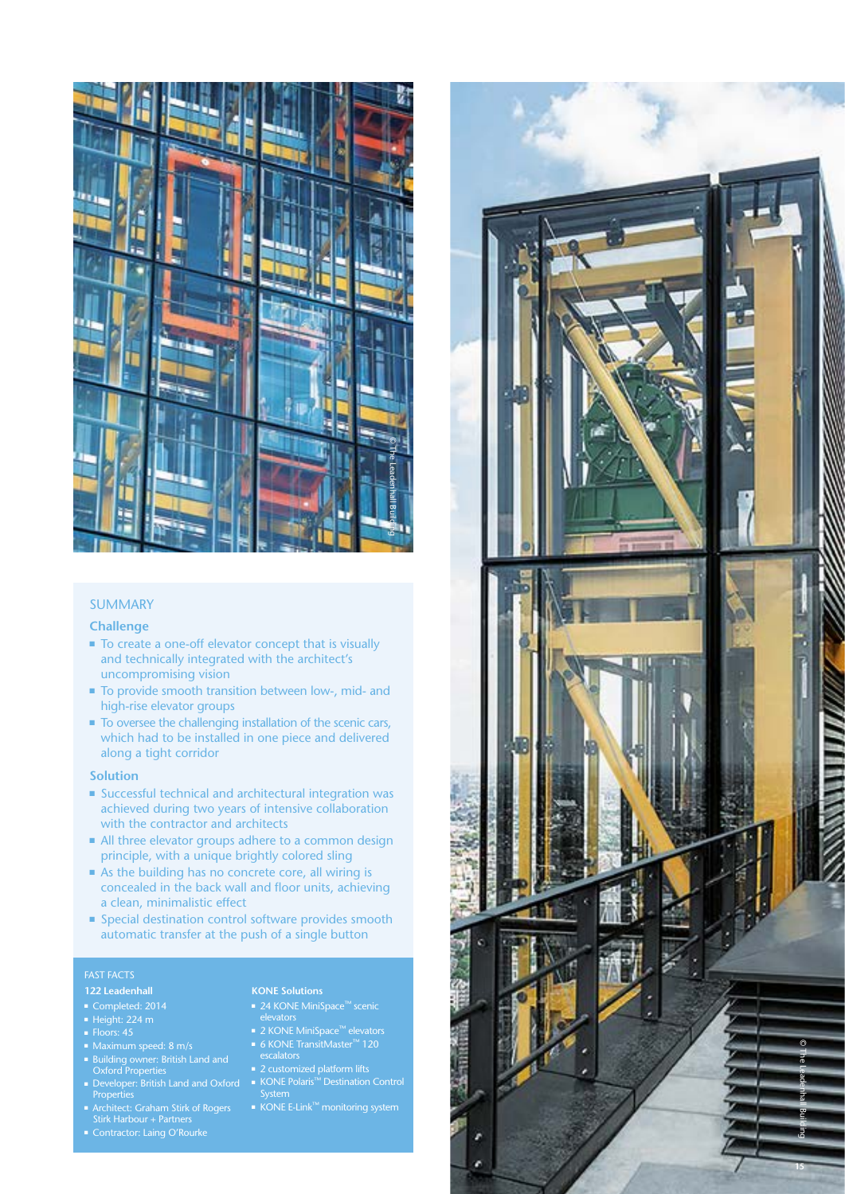## SUMMARY

### Challenge

- To create a one-off elevator concept that is visually and technically integrated with the architect's uncompromising vision
- To provide smooth transition between low-, mid- and high-rise elevator groups
- To oversee the challenging installation of the scenic cars, which had to be installed in one piece and delivered along a tight corridor

### Solution

- Successful technical and architectural integration was achieved during two years of intensive collaboration with the contractor and architects
- All three elevator groups adhere to a common design principle, with a unique brightly colored sling
- As the building has no concrete core, all wiring is concealed in the back wall and floor units, achieving a clean, minimalistic effect
- Special destination control software provides smooth automatic transfer at the push of a single button

## FAST FACTS

**122 Leadenhall**

- Completed: 2014
- Height: 224 m
- Floors: 45
- Maximum speed: 8 m/s
- Building owner: British Land and Oxford Properties
- Developer: British Land and Oxford Properties
- Architect: Graham Stirk of Rogers Stirk Harbour + Partners
- Contractor: Laing O'Rourke

**KONE Solutions**

- 24 KONE MiniSpace™ scenic elevators
- 2 KONE MiniSpace™ elevators
- 6 KONE TransitMaster™ 120 escalators
- 2 customized platform lifts
- KONE Polaris™ Destination Control System
- KONE E-Link™ monitoring system

© The Leadenhall Building

© The Leadenhall Building